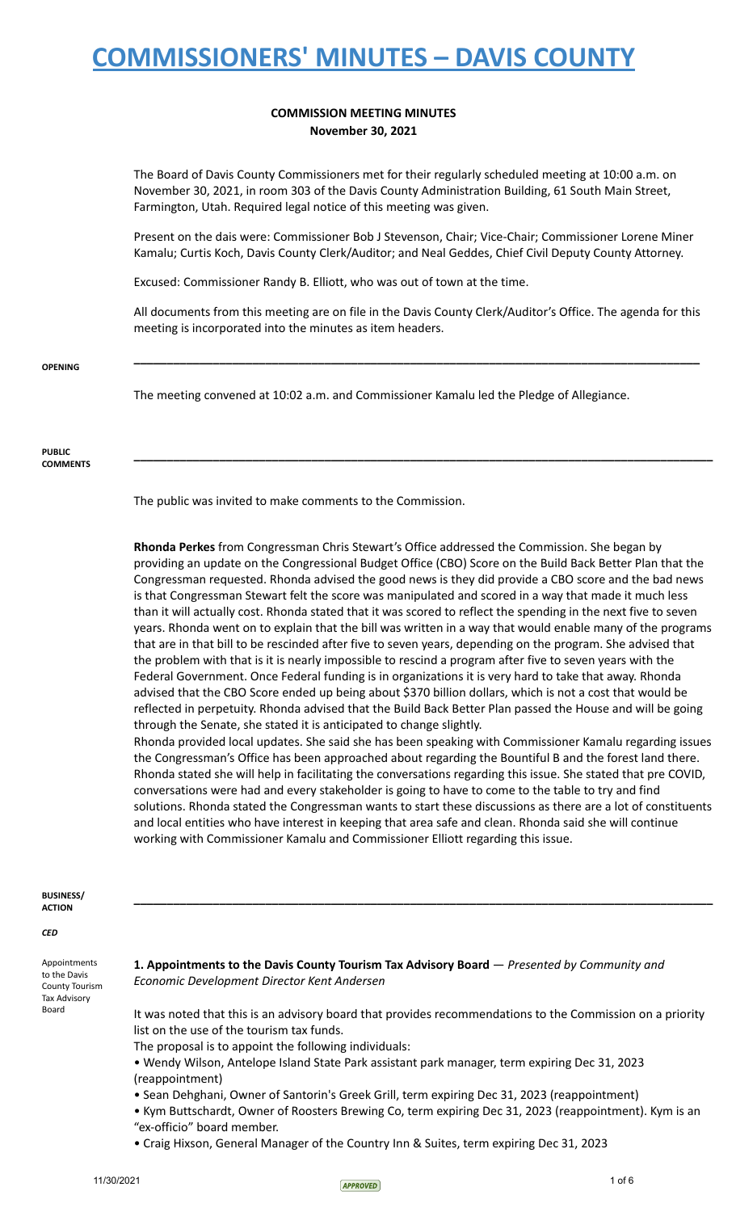# COMMISSIONERS' MINUTES – DAVIS COUNTY

**COMMISSION MEETING MINUTES**
**November 30, 2021**

The Board of Davis County Commissioners met for their regularly scheduled meeting at 10:00 a.m. on November 30, 2021, in room 303 of the Davis County Administration Building, 61 South Main Street, Farmington, Utah. Required legal notice of this meeting was given.

Present on the dais were: Commissioner Bob J Stevenson, Chair; Vice-Chair; Commissioner Lorene Miner Kamalu; Curtis Koch, Davis County Clerk/Auditor; and Neal Geddes, Chief Civil Deputy County Attorney.

Excused: Commissioner Randy B. Elliott, who was out of town at the time.

All documents from this meeting are on file in the Davis County Clerk/Auditor's Office. The agenda for this meeting is incorporated into the minutes as item headers.

---

**OPENING**

The meeting convened at 10:02 a.m. and Commissioner Kamalu led the Pledge of Allegiance.

---

**PUBLIC COMMENTS**

The public was invited to make comments to the Commission.

**Rhonda Perkes** from Congressman Chris Stewart's Office addressed the Commission. She began by providing an update on the Congressional Budget Office (CBO) Score on the Build Back Better Plan that the Congressman requested. Rhonda advised the good news is they did provide a CBO score and the bad news is that Congressman Stewart felt the score was manipulated and scored in a way that made it much less than it will actually cost. Rhonda stated that it was scored to reflect the spending in the next five to seven years. Rhonda went on to explain that the bill was written in a way that would enable many of the programs that are in that bill to be rescinded after five to seven years, depending on the program. She advised that the problem with that is it is nearly impossible to rescind a program after five to seven years with the Federal Government. Once Federal funding is in organizations it is very hard to take that away. Rhonda advised that the CBO Score ended up being about $370 billion dollars, which is not a cost that would be reflected in perpetuity. Rhonda advised that the Build Back Better Plan passed the House and will be going through the Senate, she stated it is anticipated to change slightly.

Rhonda provided local updates. She said she has been speaking with Commissioner Kamalu regarding issues the Congressman's Office has been approached about regarding the Bountiful B and the forest land there. Rhonda stated she will help in facilitating the conversations regarding this issue. She stated that pre COVID, conversations were had and every stakeholder is going to have to come to the table to try and find solutions. Rhonda stated the Congressman wants to start these discussions as there are a lot of constituents and local entities who have interest in keeping that area safe and clean. Rhonda said she will continue working with Commissioner Kamalu and Commissioner Elliott regarding this issue.

---

**BUSINESS/ ACTION**

***CED***

*Appointments to the Davis County Tourism Tax Advisory Board*

**1. Appointments to the Davis County Tourism Tax Advisory Board** — *Presented by Community and Economic Development Director Kent Andersen*

It was noted that this is an advisory board that provides recommendations to the Commission on a priority list on the use of the tourism tax funds.

The proposal is to appoint the following individuals:

- Wendy Wilson, Antelope Island State Park assistant park manager, term expiring Dec 31, 2023 (reappointment)
- Sean Dehghani, Owner of Santorin's Greek Grill, term expiring Dec 31, 2023 (reappointment)
- Kym Buttschardt, Owner of Roosters Brewing Co, term expiring Dec 31, 2023 (reappointment). Kym is an "ex-officio" board member.
- Craig Hixson, General Manager of the Country Inn & Suites, term expiring Dec 31, 2023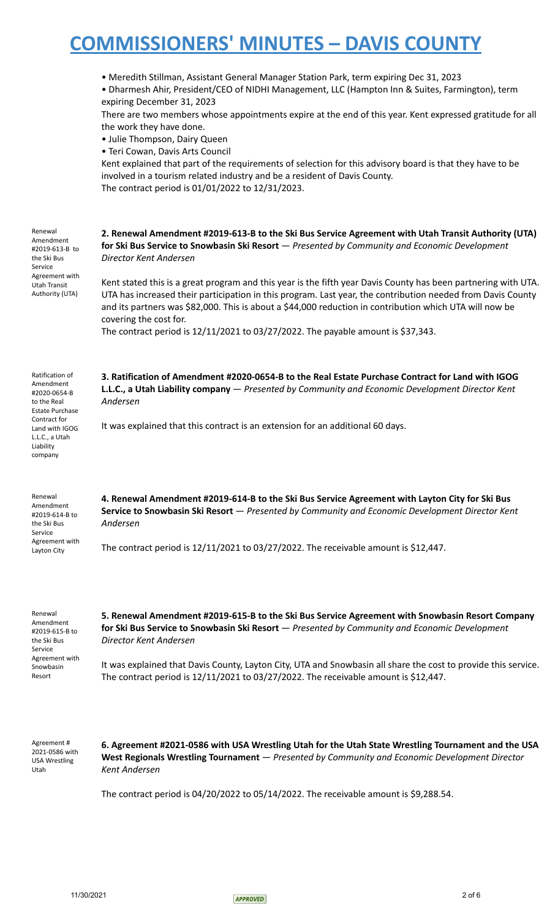- Meredith Stillman, Assistant General Manager Station Park, term expiring Dec 31, 2023
- Dharmesh Ahir, President/CEO of NIDHI Management, LLC (Hampton Inn & Suites, Farmington), term expiring December 31, 2023

There are two members whose appointments expire at the end of this year. Kent expressed gratitude for all the work they have done.

- Julie Thompson, Dairy Queen
- Teri Cowan, Davis Arts Council

Kent explained that part of the requirements of selection for this advisory board is that they have to be involved in a tourism related industry and be a resident of Davis County.
The contract period is 01/01/2022 to 12/31/2023.

Renewal Amendment #2019-613-B to the Ski Bus Service Agreement with Utah Transit Authority (UTA)

**2. Renewal Amendment #2019-613-B to the Ski Bus Service Agreement with Utah Transit Authority (UTA) for Ski Bus Service to Snowbasin Ski Resort** — *Presented by Community and Economic Development Director Kent Andersen*

Kent stated this is a great program and this year is the fifth year Davis County has been partnering with UTA. UTA has increased their participation in this program. Last year, the contribution needed from Davis County and its partners was $82,000. This is about a $44,000 reduction in contribution which UTA will now be covering the cost for.
The contract period is 12/11/2021 to 03/27/2022. The payable amount is $37,343.

Ratification of Amendment #2020-0654-B to the Real Estate Purchase Contract for Land with IGOG L.L.C., a Utah Liability company

**3. Ratification of Amendment #2020-0654-B to the Real Estate Purchase Contract for Land with IGOG L.L.C., a Utah Liability company** — *Presented by Community and Economic Development Director Kent Andersen*

It was explained that this contract is an extension for an additional 60 days.

Renewal Amendment #2019-614-B to the Ski Bus Service Agreement with Layton City

**4. Renewal Amendment #2019-614-B to the Ski Bus Service Agreement with Layton City for Ski Bus Service to Snowbasin Ski Resort** — *Presented by Community and Economic Development Director Kent Andersen*

The contract period is 12/11/2021 to 03/27/2022. The receivable amount is $12,447.

Renewal Amendment #2019-615-B to the Ski Bus Service Agreement with Snowbasin Resort

**5. Renewal Amendment #2019-615-B to the Ski Bus Service Agreement with Snowbasin Resort Company for Ski Bus Service to Snowbasin Ski Resort** — *Presented by Community and Economic Development Director Kent Andersen*

It was explained that Davis County, Layton City, UTA and Snowbasin all share the cost to provide this service.
The contract period is 12/11/2021 to 03/27/2022. The receivable amount is $12,447.

Agreement # 2021-0586 with USA Wrestling Utah

**6. Agreement #2021-0586 with USA Wrestling Utah for the Utah State Wrestling Tournament and the USA West Regionals Wrestling Tournament** — *Presented by Community and Economic Development Director Kent Andersen*

The contract period is 04/20/2022 to 05/14/2022. The receivable amount is $9,288.54.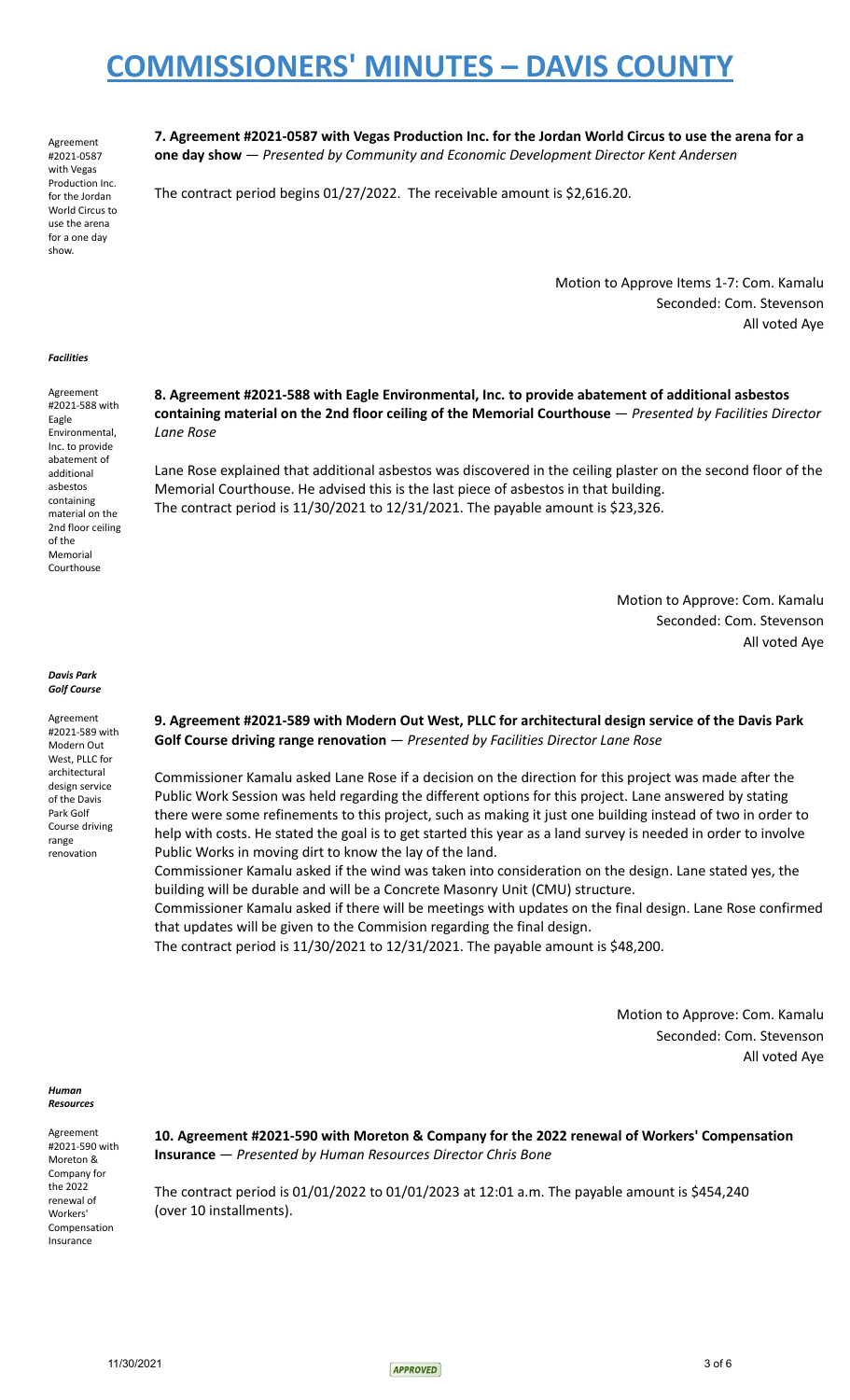# COMMISSIONERS' MINUTES – DAVIS COUNTY

Agreement #2021-0587 with Vegas Production Inc. for the Jordan World Circus to use the arena for a one day show.

**7. Agreement #2021-0587 with Vegas Production Inc. for the Jordan World Circus to use the arena for a one day show** — *Presented by Community and Economic Development Director Kent Andersen*

The contract period begins 01/27/2022. The receivable amount is $2,616.20.

Motion to Approve Items 1-7: Com. Kamalu
Seconded: Com. Stevenson
All voted Aye

***Facilities***

Agreement #2021-588 with Eagle Environmental, Inc. to provide abatement of additional asbestos containing material on the 2nd floor ceiling of the Memorial Courthouse

**8. Agreement #2021-588 with Eagle Environmental, Inc. to provide abatement of additional asbestos containing material on the 2nd floor ceiling of the Memorial Courthouse** — *Presented by Facilities Director Lane Rose*

Lane Rose explained that additional asbestos was discovered in the ceiling plaster on the second floor of the Memorial Courthouse. He advised this is the last piece of asbestos in that building.
The contract period is 11/30/2021 to 12/31/2021. The payable amount is $23,326.

Motion to Approve: Com. Kamalu
Seconded: Com. Stevenson
All voted Aye

***Davis Park Golf Course***

Agreement #2021-589 with Modern Out West, PLLC for architectural design service of the Davis Park Golf Course driving range renovation

**9. Agreement #2021-589 with Modern Out West, PLLC for architectural design service of the Davis Park Golf Course driving range renovation** — *Presented by Facilities Director Lane Rose*

Commissioner Kamalu asked Lane Rose if a decision on the direction for this project was made after the Public Work Session was held regarding the different options for this project. Lane answered by stating there were some refinements to this project, such as making it just one building instead of two in order to help with costs. He stated the goal is to get started this year as a land survey is needed in order to involve Public Works in moving dirt to know the lay of the land.
Commissioner Kamalu asked if the wind was taken into consideration on the design. Lane stated yes, the building will be durable and will be a Concrete Masonry Unit (CMU) structure.
Commissioner Kamalu asked if there will be meetings with updates on the final design. Lane Rose confirmed that updates will be given to the Commision regarding the final design.
The contract period is 11/30/2021 to 12/31/2021. The payable amount is $48,200.

Motion to Approve: Com. Kamalu
Seconded: Com. Stevenson
All voted Aye

***Human Resources***

Agreement #2021-590 with Moreton & Company for the 2022 renewal of Workers' Compensation Insurance

**10. Agreement #2021-590 with Moreton & Company for the 2022 renewal of Workers' Compensation Insurance** — *Presented by Human Resources Director Chris Bone*

The contract period is 01/01/2022 to 01/01/2023 at 12:01 a.m. The payable amount is $454,240 (over 10 installments).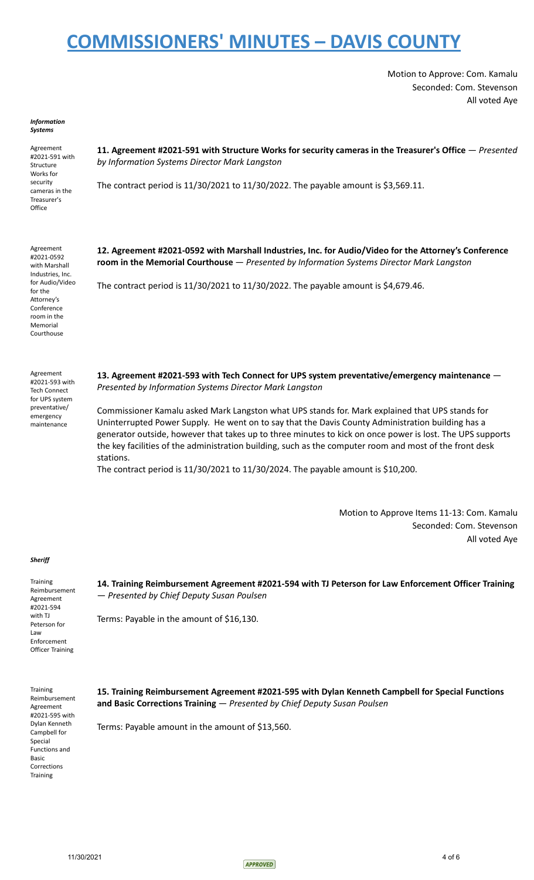# COMMISSIONERS' MINUTES – DAVIS COUNTY

Motion to Approve: Com. Kamalu
Seconded: Com. Stevenson
All voted Aye

***Information Systems***

Agreement #2021-591 with Structure Works for security cameras in the Treasurer's Office

**11. Agreement #2021-591 with Structure Works for security cameras in the Treasurer's Office** — *Presented by Information Systems Director Mark Langston*

The contract period is 11/30/2021 to 11/30/2022. The payable amount is $3,569.11.

Agreement #2021-0592 with Marshall Industries, Inc. for Audio/Video for the Attorney's Conference room in the Memorial Courthouse

**12. Agreement #2021-0592 with Marshall Industries, Inc. for Audio/Video for the Attorney's Conference room in the Memorial Courthouse** — *Presented by Information Systems Director Mark Langston*

The contract period is 11/30/2021 to 11/30/2022. The payable amount is $4,679.46.

Agreement #2021-593 with Tech Connect for UPS system preventative/ emergency maintenance

**13. Agreement #2021-593 with Tech Connect for UPS system preventative/emergency maintenance** — *Presented by Information Systems Director Mark Langston*

Commissioner Kamalu asked Mark Langston what UPS stands for. Mark explained that UPS stands for Uninterrupted Power Supply. He went on to say that the Davis County Administration building has a generator outside, however that takes up to three minutes to kick on once power is lost. The UPS supports the key facilities of the administration building, such as the computer room and most of the front desk stations.

The contract period is 11/30/2021 to 11/30/2024. The payable amount is $10,200.

Motion to Approve Items 11-13: Com. Kamalu
Seconded: Com. Stevenson
All voted Aye

***Sheriff***

Training Reimbursement Agreement #2021-594 with TJ Peterson for Law Enforcement Officer Training

**14. Training Reimbursement Agreement #2021-594 with TJ Peterson for Law Enforcement Officer Training** — *Presented by Chief Deputy Susan Poulsen*

Terms: Payable in the amount of $16,130.

Training Reimbursement Agreement #2021-595 with Dylan Kenneth Campbell for Special Functions and Basic Corrections Training

**15. Training Reimbursement Agreement #2021-595 with Dylan Kenneth Campbell for Special Functions and Basic Corrections Training** — *Presented by Chief Deputy Susan Poulsen*

Terms: Payable amount in the amount of $13,560.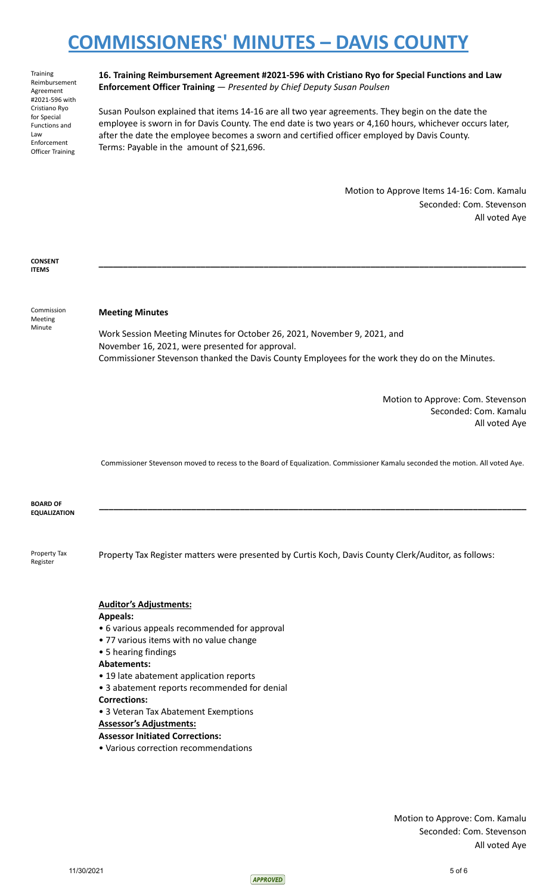# COMMISSIONERS' MINUTES – DAVIS COUNTY

Training Reimbursement Agreement #2021-596 with Cristiano Ryo for Special Functions and Law Enforcement Officer Training

**16. Training Reimbursement Agreement #2021-596 with Cristiano Ryo for Special Functions and Law Enforcement Officer Training** — *Presented by Chief Deputy Susan Poulsen*

Susan Poulson explained that items 14-16 are all two year agreements. They begin on the date the employee is sworn in for Davis County. The end date is two years or 4,160 hours, whichever occurs later, after the date the employee becomes a sworn and certified officer employed by Davis County.
Terms: Payable in the amount of $21,696.

Motion to Approve Items 14-16: Com. Kamalu
Seconded: Com. Stevenson
All voted Aye

**CONSENT ITEMS**

---

Commission Meeting Minute

**Meeting Minutes**

Work Session Meeting Minutes for October 26, 2021, November 9, 2021, and November 16, 2021, were presented for approval.
Commissioner Stevenson thanked the Davis County Employees for the work they do on the Minutes.

Motion to Approve: Com. Stevenson
Seconded: Com. Kamalu
All voted Aye

Commissioner Stevenson moved to recess to the Board of Equalization. Commissioner Kamalu seconded the motion. All voted Aye.

**BOARD OF EQUALIZATION**

---

Property Tax Register

Property Tax Register matters were presented by Curtis Koch, Davis County Clerk/Auditor, as follows:

**Auditor's Adjustments:**

**Appeals:**
- 6 various appeals recommended for approval
- 77 various items with no value change
- 5 hearing findings

**Abatements:**
- 19 late abatement application reports
- 3 abatement reports recommended for denial

**Corrections:**
- 3 Veteran Tax Abatement Exemptions

**Assessor's Adjustments:**

**Assessor Initiated Corrections:**
- Various correction recommendations

Motion to Approve: Com. Kamalu
Seconded: Com. Stevenson
All voted Aye

11/30/2021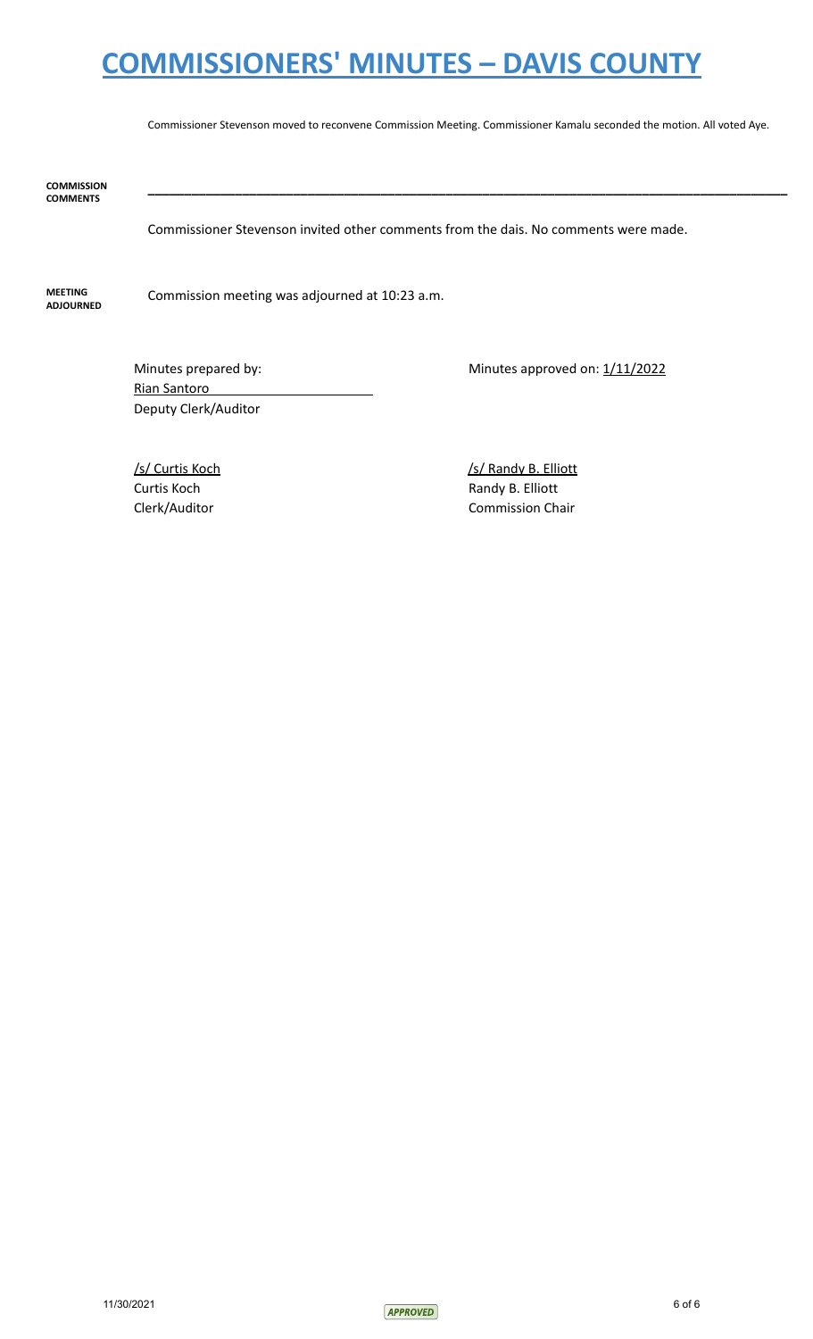# COMMISSIONERS' MINUTES – DAVIS COUNTY

Commissioner Stevenson moved to reconvene Commission Meeting. Commissioner Kamalu seconded the motion. All voted Aye.

**COMMISSION COMMENTS**

Commissioner Stevenson invited other comments from the dais. No comments were made.

**MEETING ADJOURNED**

Commission meeting was adjourned at 10:23 a.m.

Minutes prepared by: Rian Santoro
Deputy Clerk/Auditor

Minutes approved on: 1/11/2022

/s/ Curtis Koch
Curtis Koch
Clerk/Auditor

/s/ Randy B. Elliott
Randy B. Elliott
Commission Chair

11/30/2021

APPROVED